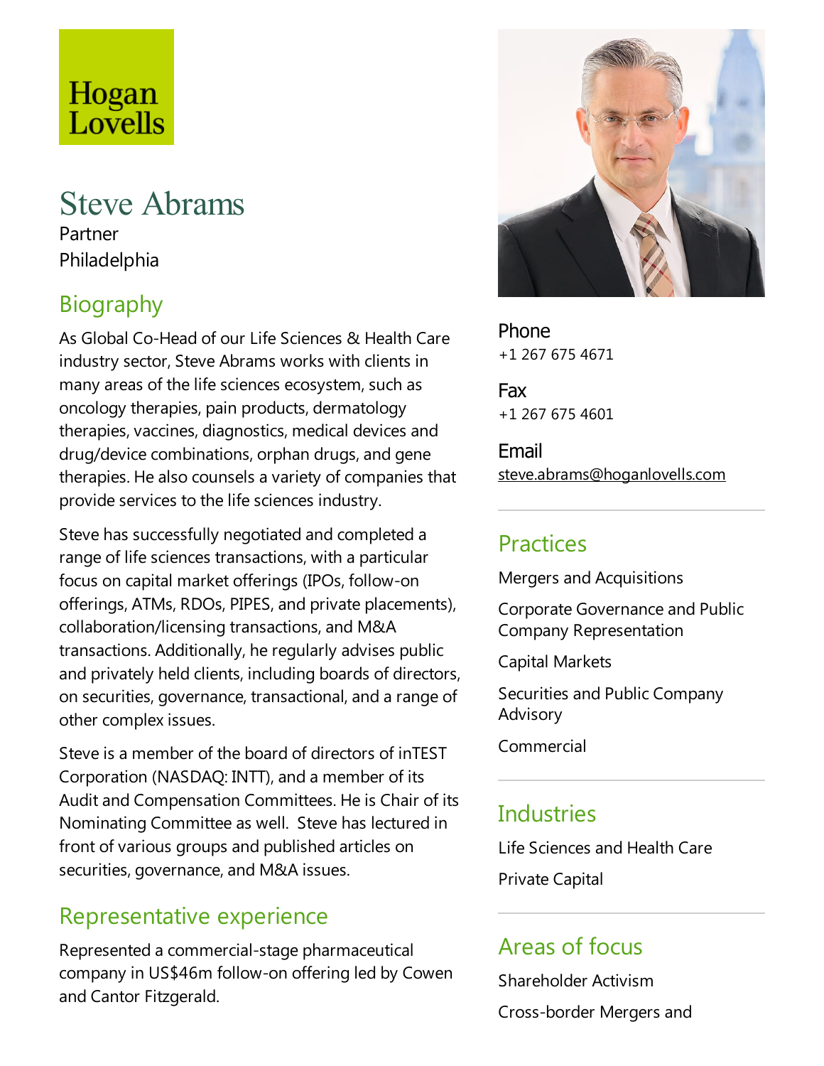Hogan Lovells

# Steve Abrams

Partner

Philadelphia

## Biography

As Global Co-Head of our Life Sciences & Health Care industry sector, Steve Abrams works with clients in many areas of the life sciences ecosystem, such as oncology therapies, pain products, dermatology therapies, vaccines, diagnostics, medical devices and drug/device combinations, orphan drugs, and gene therapies. He also counsels a variety of companies that provide services to the life sciences industry.

Steve has successfully negotiated and completed a range of life sciences transactions, with a particular focus on capital market offerings (IPOs, follow-on offerings, ATMs, RDOs, PIPES, and private placements), collaboration/licensing transactions, and M&A transactions. Additionally, he regularly advises public and privately held clients, including boards of directors, on securities, governance, transactional, and a range of other complex issues.

Steve is a member of the board of directors of inTEST Corporation (NASDAQ: INTT), and a member of its Audit and Compensation Committees. He is Chair of its Nominating Committee as well. Steve has lectured in front of various groups and published articles on securities, governance, and M&A issues.

## Representative experience

Represented a commercial-stage pharmaceutical company in US$46m follow-on offering led by Cowen and Cantor Fitzgerald.

**Phone**
+1 267 675 4671

**Fax**
+1 267 675 4601

**Email**
steve.abrams@hoganlovells.com

## Practices

Mergers and Acquisitions

Corporate Governance and Public Company Representation

Capital Markets

Securities and Public Company Advisory

Commercial

## Industries

Life Sciences and Health Care

Private Capital

## Areas of focus

Shareholder Activism

Cross-border Mergers and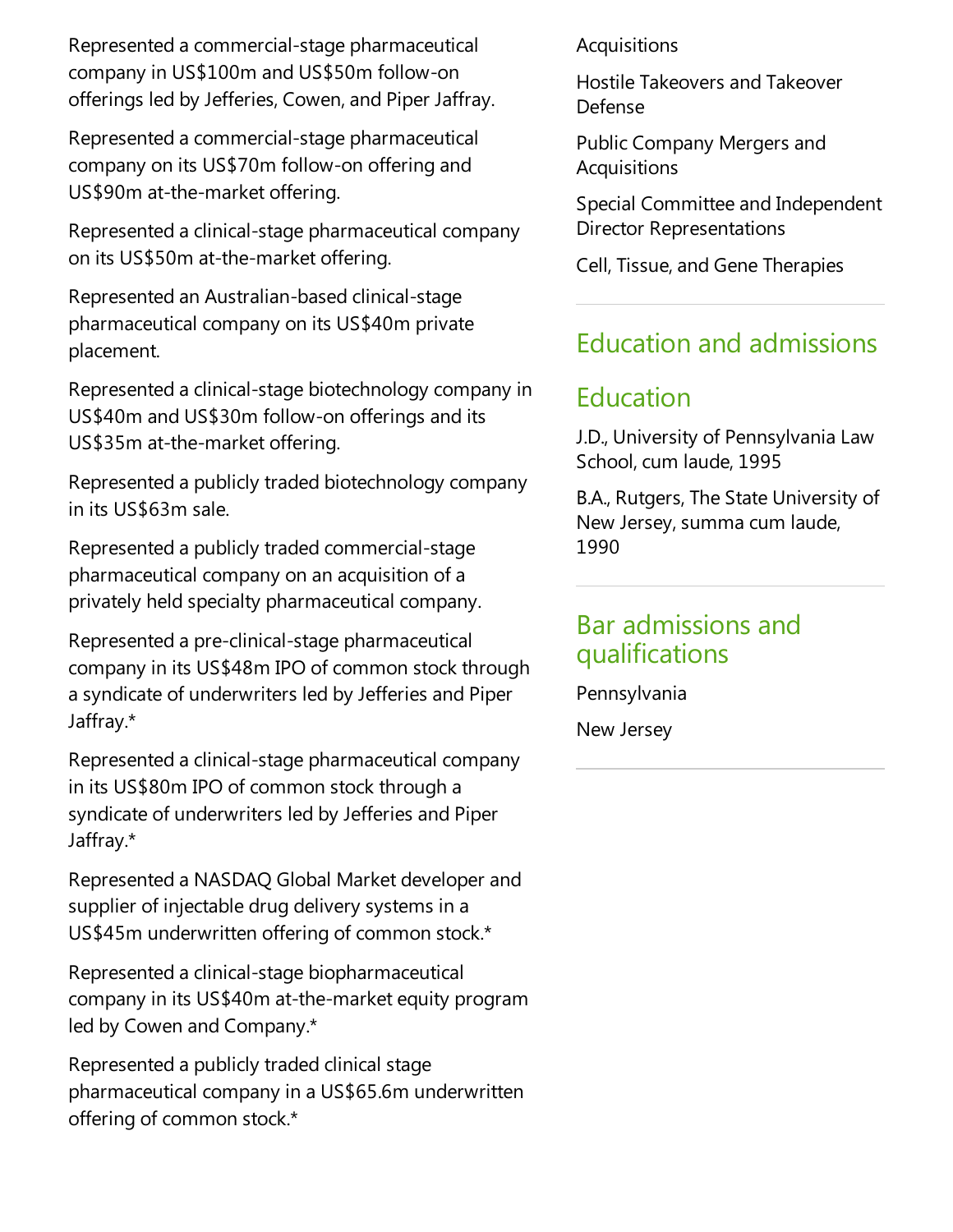Represented a commercial-stage pharmaceutical company in US$100m and US$50m follow-on offerings led by Jefferies, Cowen, and Piper Jaffray.

Represented a commercial-stage pharmaceutical company on its US$70m follow-on offering and US$90m at-the-market offering.

Represented a clinical-stage pharmaceutical company on its US$50m at-the-market offering.

Represented an Australian-based clinical-stage pharmaceutical company on its US$40m private placement.

Represented a clinical-stage biotechnology company in US$40m and US$30m follow-on offerings and its US$35m at-the-market offering.

Represented a publicly traded biotechnology company in its US$63m sale.

Represented a publicly traded commercial-stage pharmaceutical company on an acquisition of a privately held specialty pharmaceutical company.

Represented a pre-clinical-stage pharmaceutical company in its US$48m IPO of common stock through a syndicate of underwriters led by Jefferies and Piper Jaffray.*

Represented a clinical-stage pharmaceutical company in its US$80m IPO of common stock through a syndicate of underwriters led by Jefferies and Piper Jaffray.*

Represented a NASDAQ Global Market developer and supplier of injectable drug delivery systems in a US$45m underwritten offering of common stock.*

Represented a clinical-stage biopharmaceutical company in its US$40m at-the-market equity program led by Cowen and Company.*

Represented a publicly traded clinical stage pharmaceutical company in a US$65.6m underwritten offering of common stock.*

Acquisitions

Hostile Takeovers and Takeover Defense

Public Company Mergers and Acquisitions

Special Committee and Independent Director Representations

Cell, Tissue, and Gene Therapies

## Education and admissions

## Education

J.D., University of Pennsylvania Law School, cum laude, 1995

B.A., Rutgers, The State University of New Jersey, summa cum laude, 1990

## Bar admissions and qualifications

Pennsylvania

New Jersey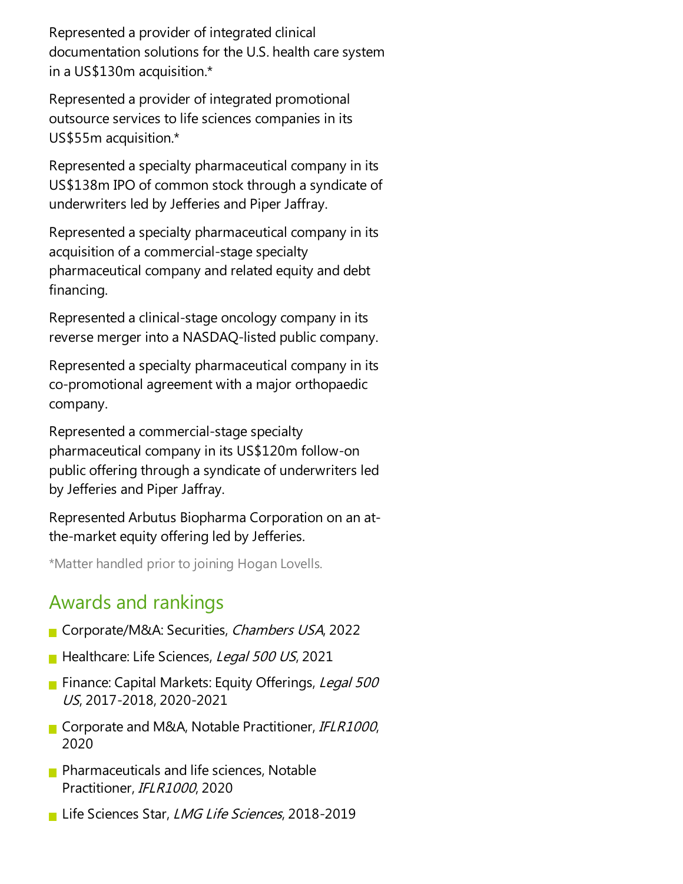Represented a provider of integrated clinical documentation solutions for the U.S. health care system in a US$130m acquisition.*

Represented a provider of integrated promotional outsource services to life sciences companies in its US$55m acquisition.*

Represented a specialty pharmaceutical company in its US$138m IPO of common stock through a syndicate of underwriters led by Jefferies and Piper Jaffray.

Represented a specialty pharmaceutical company in its acquisition of a commercial-stage specialty pharmaceutical company and related equity and debt financing.

Represented a clinical-stage oncology company in its reverse merger into a NASDAQ-listed public company.

Represented a specialty pharmaceutical company in its co-promotional agreement with a major orthopaedic company.

Represented a commercial-stage specialty pharmaceutical company in its US$120m follow-on public offering through a syndicate of underwriters led by Jefferies and Piper Jaffray.

Represented Arbutus Biopharma Corporation on an at-the-market equity offering led by Jefferies.

*Matter handled prior to joining Hogan Lovells.

## Awards and rankings

- Corporate/M&A: Securities, *Chambers USA*, 2022
- Healthcare: Life Sciences, *Legal 500 US*, 2021
- Finance: Capital Markets: Equity Offerings, *Legal 500 US*, 2017-2018, 2020-2021
- Corporate and M&A, Notable Practitioner, *IFLR1000*, 2020
- Pharmaceuticals and life sciences, Notable Practitioner, *IFLR1000*, 2020
- Life Sciences Star, *LMG Life Sciences*, 2018-2019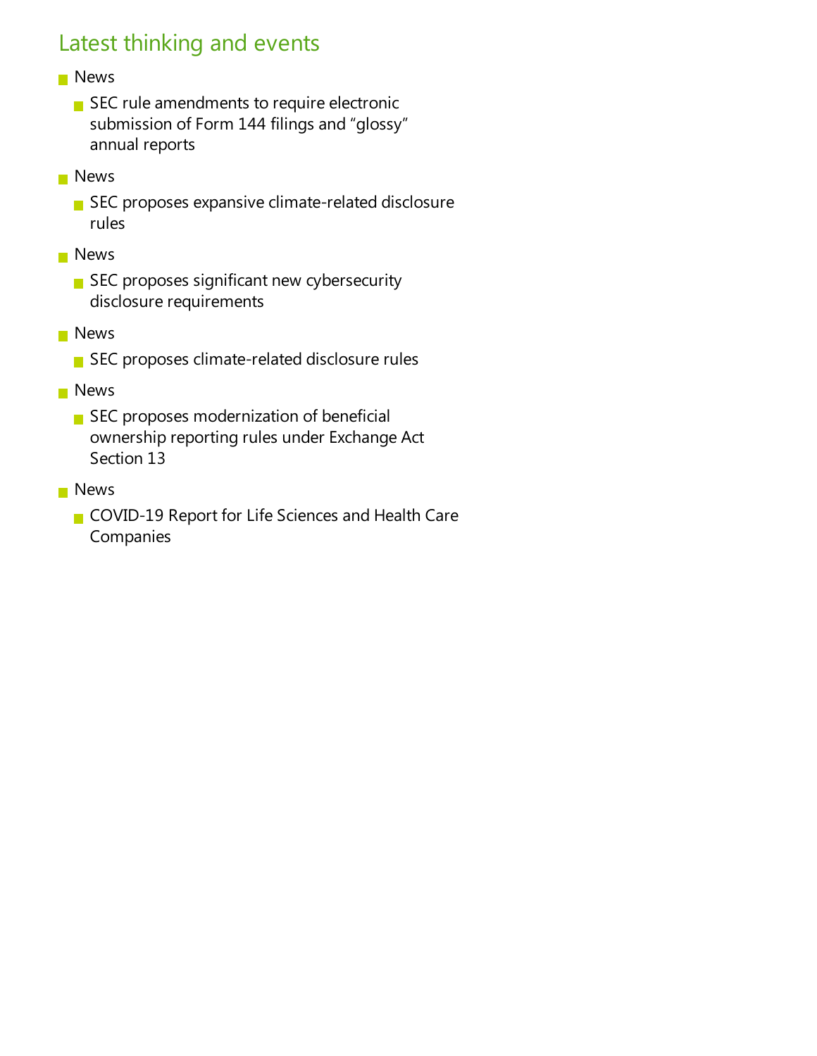## Latest thinking and events

- News
  - SEC rule amendments to require electronic submission of Form 144 filings and "glossy" annual reports
- News
  - SEC proposes expansive climate-related disclosure rules
- News
  - SEC proposes significant new cybersecurity disclosure requirements
- News
  - SEC proposes climate-related disclosure rules
- News
  - SEC proposes modernization of beneficial ownership reporting rules under Exchange Act Section 13
- News
  - COVID-19 Report for Life Sciences and Health Care Companies